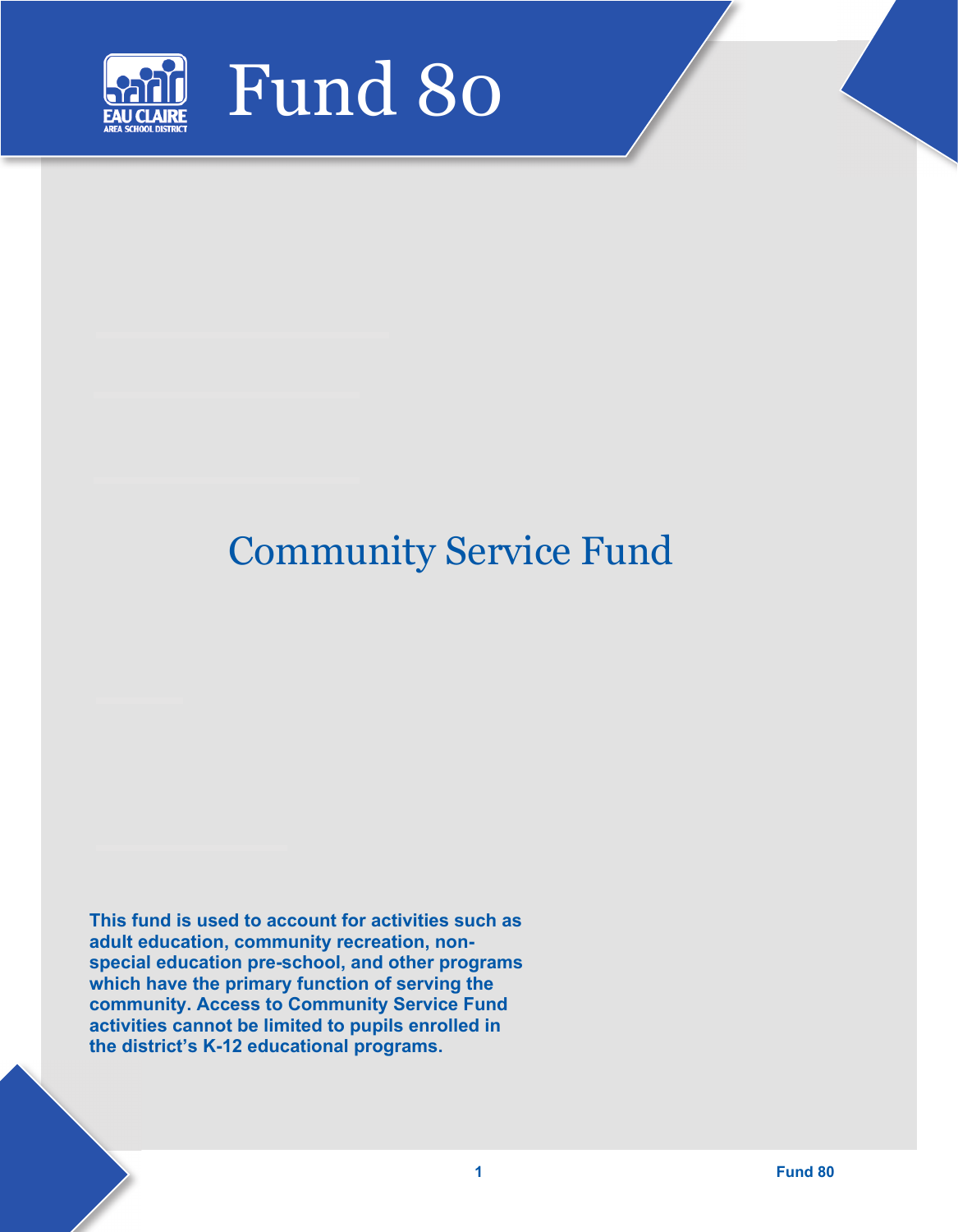# Fund 80

## Community Service Fund

**This fund is used to account for activities such as adult education, community recreation, non-special education pre-school, and other programs which have the primary function of serving the community. Access to Community Service Fund activities cannot be limited to pupils enrolled in the district's K-12 educational programs.**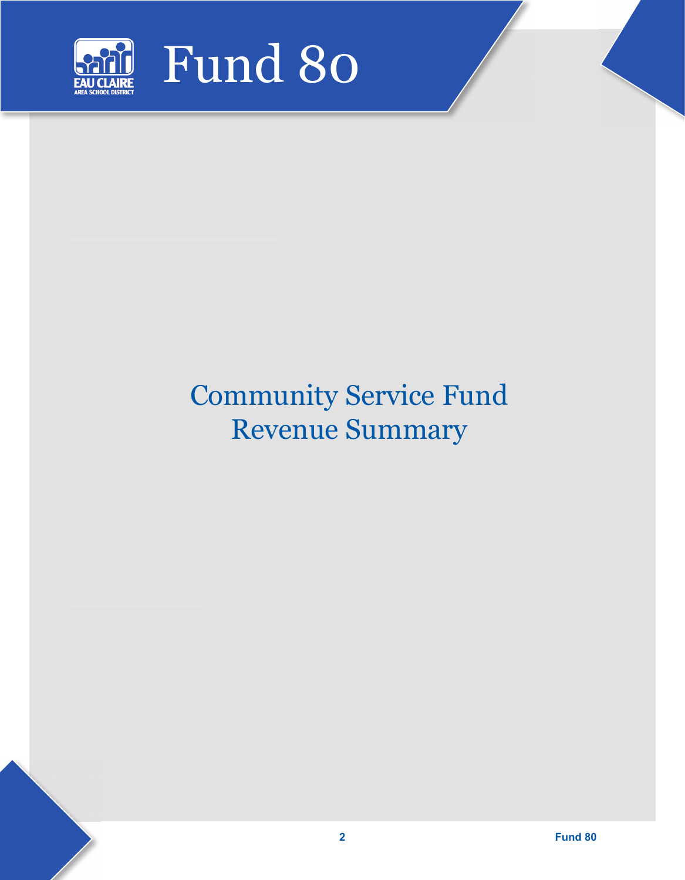# Fund 80

## Community Service Fund Revenue Summary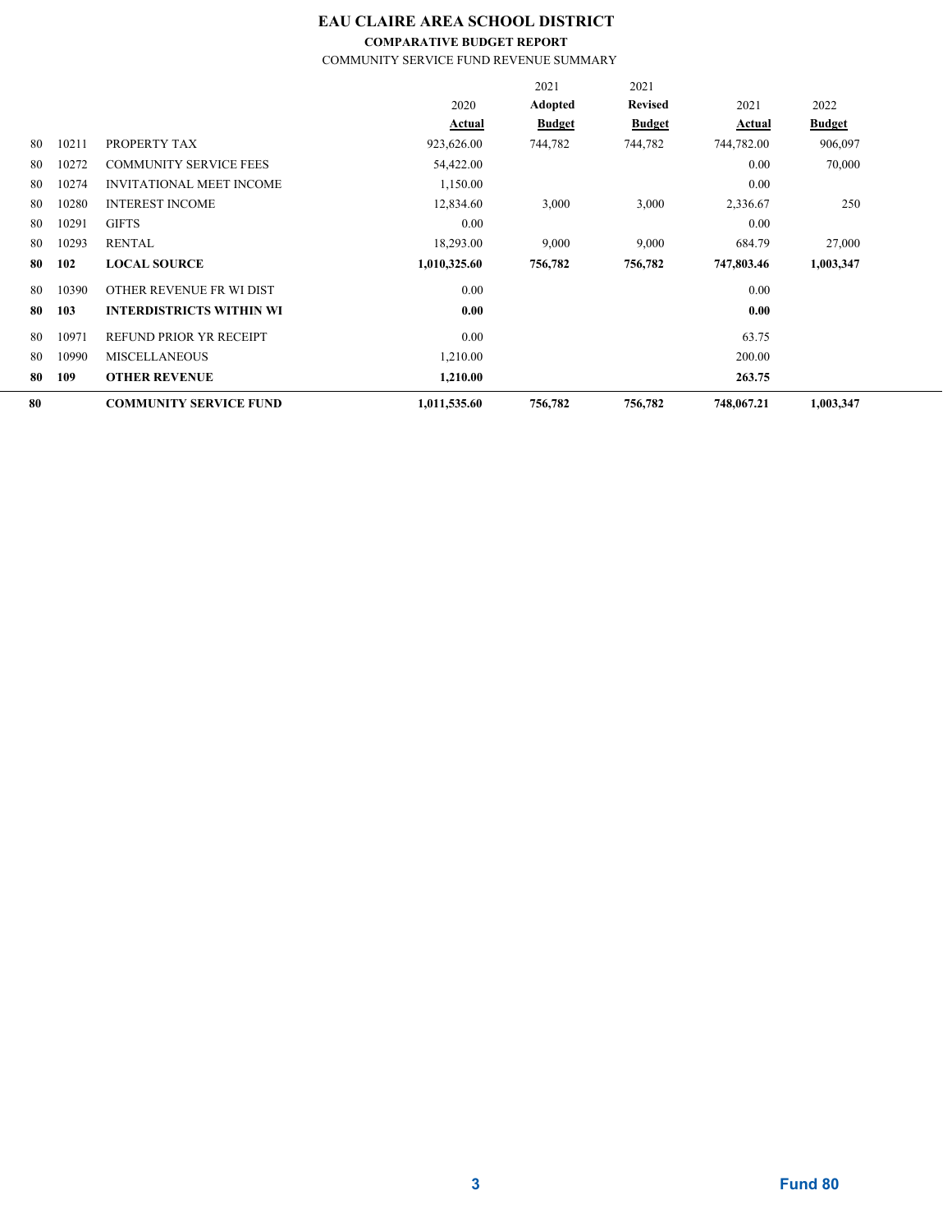# EAU CLAIRE AREA SCHOOL DISTRICT

## COMPARATIVE BUDGET REPORT

COMMUNITY SERVICE FUND REVENUE SUMMARY

| | | | 2020 Actual | 2021 Adopted Budget | 2021 Revised Budget | 2021 Actual | 2022 Budget |
|---|---|---|---|---|---|---|---|
| 80 | 10211 | PROPERTY TAX | 923,626.00 | 744,782 | 744,782 | 744,782.00 | 906,097 |
| 80 | 10272 | COMMUNITY SERVICE FEES | 54,422.00 | | | 0.00 | 70,000 |
| 80 | 10274 | INVITATIONAL MEET INCOME | 1,150.00 | | | 0.00 | |
| 80 | 10280 | INTEREST INCOME | 12,834.60 | 3,000 | 3,000 | 2,336.67 | 250 |
| 80 | 10291 | GIFTS | 0.00 | | | 0.00 | |
| 80 | 10293 | RENTAL | 18,293.00 | 9,000 | 9,000 | 684.79 | 27,000 |
| **80** | **102** | **LOCAL SOURCE** | **1,010,325.60** | **756,782** | **756,782** | **747,803.46** | **1,003,347** |
| 80 | 10390 | OTHER REVENUE FR WI DIST | 0.00 | | | 0.00 | |
| **80** | **103** | **INTERDISTRICTS WITHIN WI** | **0.00** | | | **0.00** | |
| 80 | 10971 | REFUND PRIOR YR RECEIPT | 0.00 | | | 63.75 | |
| 80 | 10990 | MISCELLANEOUS | 1,210.00 | | | 200.00 | |
| **80** | **109** | **OTHER REVENUE** | **1,210.00** | | | **263.75** | |
| **80** | | **COMMUNITY SERVICE FUND** | **1,011,535.60** | **756,782** | **756,782** | **748,067.21** | **1,003,347** |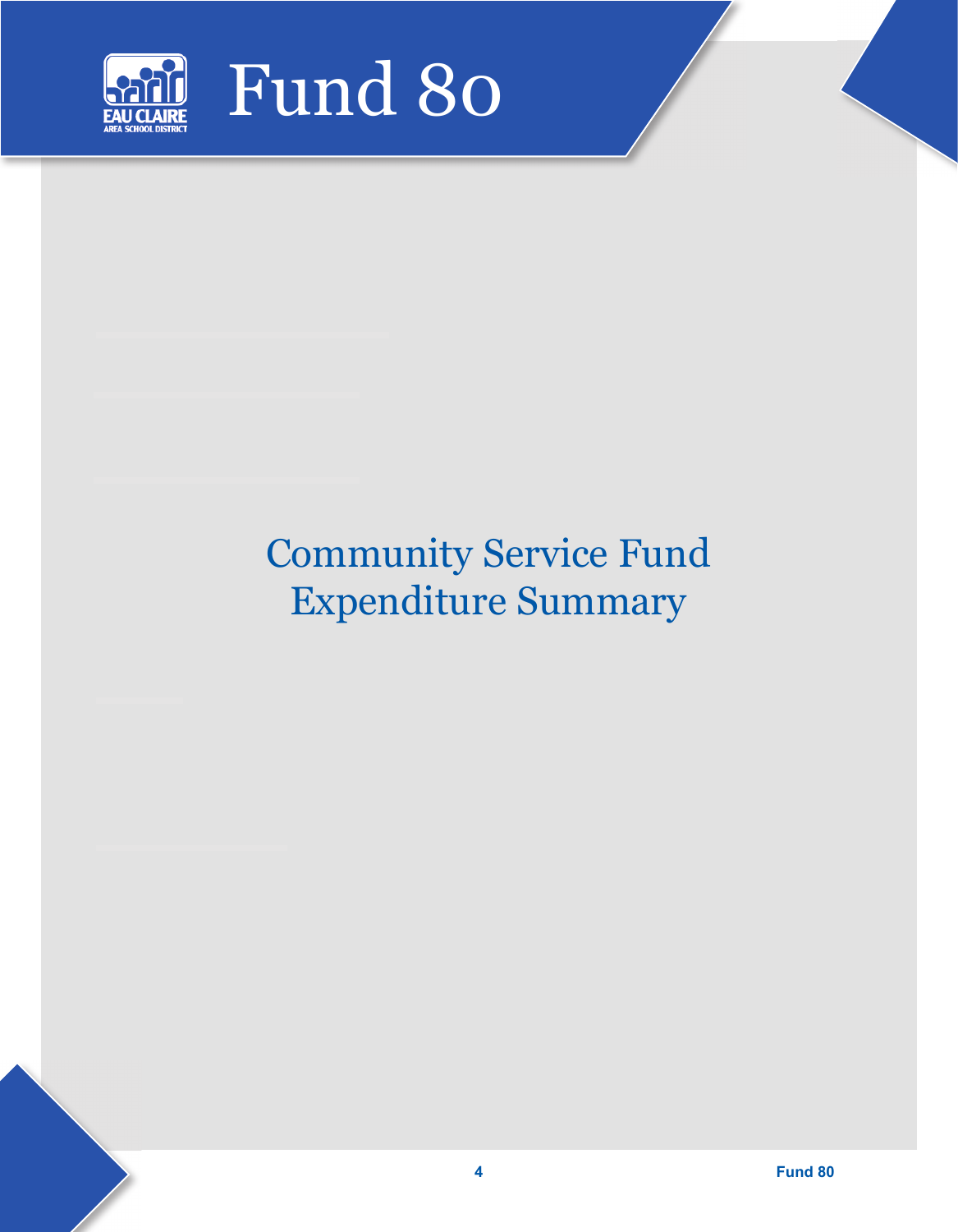# Fund 80

## Community Service Fund Expenditure Summary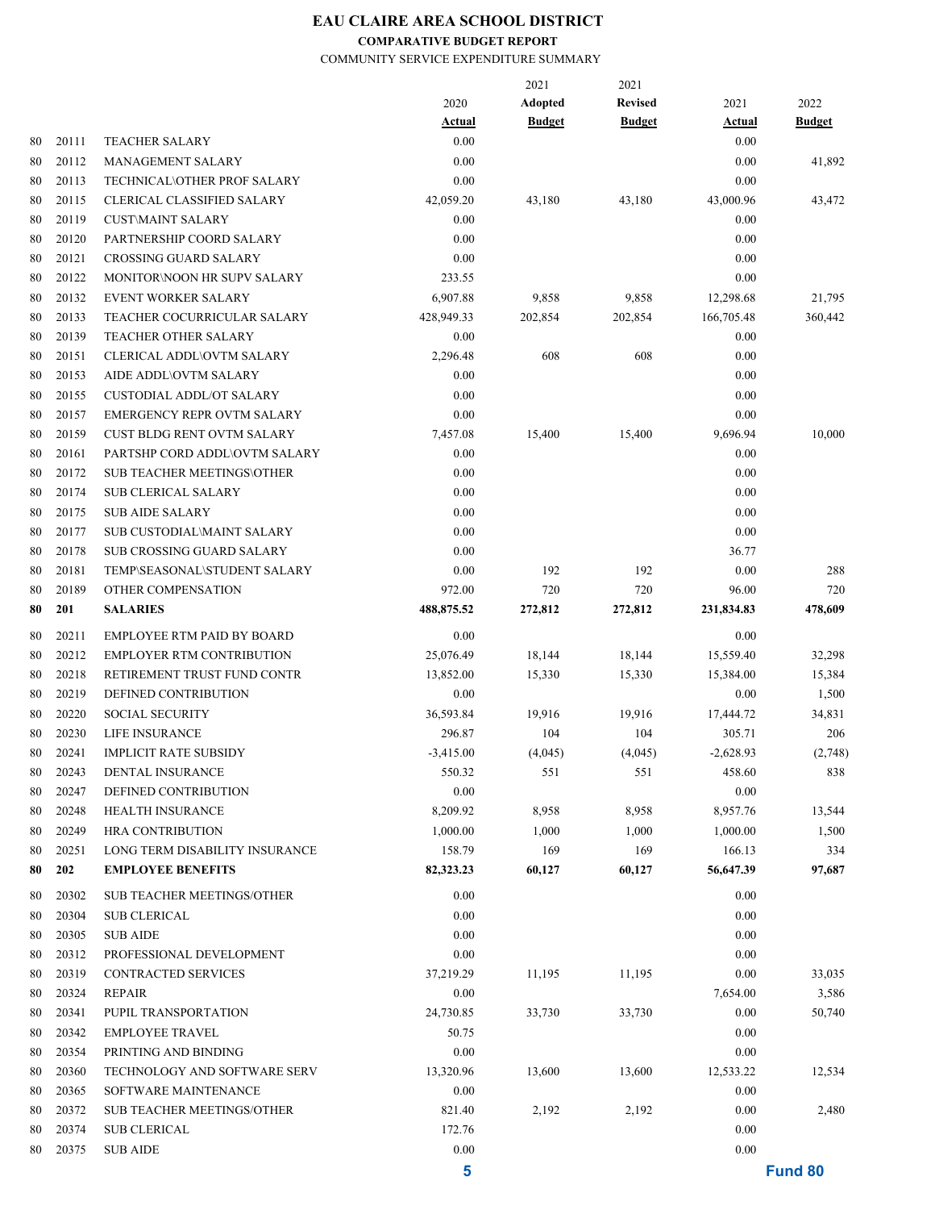# EAU CLAIRE AREA SCHOOL DISTRICT

**COMPARATIVE BUDGET REPORT**

COMMUNITY SERVICE EXPENDITURE SUMMARY

| | | | 2020 Actual | 2021 Adopted Budget | 2021 Revised Budget | 2021 Actual | 2022 Budget |
|---|---|---|---|---|---|---|---|
| 80 | 20111 | TEACHER SALARY | 0.00 | | | 0.00 | |
| 80 | 20112 | MANAGEMENT SALARY | 0.00 | | | 0.00 | 41,892 |
| 80 | 20113 | TECHNICAL\OTHER PROF SALARY | 0.00 | | | 0.00 | |
| 80 | 20115 | CLERICAL CLASSIFIED SALARY | 42,059.20 | 43,180 | 43,180 | 43,000.96 | 43,472 |
| 80 | 20119 | CUST\MAINT SALARY | 0.00 | | | 0.00 | |
| 80 | 20120 | PARTNERSHIP COORD SALARY | 0.00 | | | 0.00 | |
| 80 | 20121 | CROSSING GUARD SALARY | 0.00 | | | 0.00 | |
| 80 | 20122 | MONITOR\NOON HR SUPV SALARY | 233.55 | | | 0.00 | |
| 80 | 20132 | EVENT WORKER SALARY | 6,907.88 | 9,858 | 9,858 | 12,298.68 | 21,795 |
| 80 | 20133 | TEACHER COCURRICULAR SALARY | 428,949.33 | 202,854 | 202,854 | 166,705.48 | 360,442 |
| 80 | 20139 | TEACHER OTHER SALARY | 0.00 | | | 0.00 | |
| 80 | 20151 | CLERICAL ADDL\OVTM SALARY | 2,296.48 | 608 | 608 | 0.00 | |
| 80 | 20153 | AIDE ADDL\OVTM SALARY | 0.00 | | | 0.00 | |
| 80 | 20155 | CUSTODIAL ADDL/OT SALARY | 0.00 | | | 0.00 | |
| 80 | 20157 | EMERGENCY REPR OVTM SALARY | 0.00 | | | 0.00 | |
| 80 | 20159 | CUST BLDG RENT OVTM SALARY | 7,457.08 | 15,400 | 15,400 | 9,696.94 | 10,000 |
| 80 | 20161 | PARTSHP CORD ADDL\OVTM SALARY | 0.00 | | | 0.00 | |
| 80 | 20172 | SUB TEACHER MEETINGS\OTHER | 0.00 | | | 0.00 | |
| 80 | 20174 | SUB CLERICAL SALARY | 0.00 | | | 0.00 | |
| 80 | 20175 | SUB AIDE SALARY | 0.00 | | | 0.00 | |
| 80 | 20177 | SUB CUSTODIAL\MAINT SALARY | 0.00 | | | 0.00 | |
| 80 | 20178 | SUB CROSSING GUARD SALARY | 0.00 | | | 36.77 | |
| 80 | 20181 | TEMP\SEASONAL\STUDENT SALARY | 0.00 | 192 | 192 | 0.00 | 288 |
| 80 | 20189 | OTHER COMPENSATION | 972.00 | 720 | 720 | 96.00 | 720 |
| **80** | **201** | **SALARIES** | **488,875.52** | **272,812** | **272,812** | **231,834.83** | **478,609** |
| 80 | 20211 | EMPLOYEE RTM PAID BY BOARD | 0.00 | | | 0.00 | |
| 80 | 20212 | EMPLOYER RTM CONTRIBUTION | 25,076.49 | 18,144 | 18,144 | 15,559.40 | 32,298 |
| 80 | 20218 | RETIREMENT TRUST FUND CONTR | 13,852.00 | 15,330 | 15,330 | 15,384.00 | 15,384 |
| 80 | 20219 | DEFINED CONTRIBUTION | 0.00 | | | 0.00 | 1,500 |
| 80 | 20220 | SOCIAL SECURITY | 36,593.84 | 19,916 | 19,916 | 17,444.72 | 34,831 |
| 80 | 20230 | LIFE INSURANCE | 296.87 | 104 | 104 | 305.71 | 206 |
| 80 | 20241 | IMPLICIT RATE SUBSIDY | -3,415.00 | (4,045) | (4,045) | -2,628.93 | (2,748) |
| 80 | 20243 | DENTAL INSURANCE | 550.32 | 551 | 551 | 458.60 | 838 |
| 80 | 20247 | DEFINED CONTRIBUTION | 0.00 | | | 0.00 | |
| 80 | 20248 | HEALTH INSURANCE | 8,209.92 | 8,958 | 8,958 | 8,957.76 | 13,544 |
| 80 | 20249 | HRA CONTRIBUTION | 1,000.00 | 1,000 | 1,000 | 1,000.00 | 1,500 |
| 80 | 20251 | LONG TERM DISABILITY INSURANCE | 158.79 | 169 | 169 | 166.13 | 334 |
| **80** | **202** | **EMPLOYEE BENEFITS** | **82,323.23** | **60,127** | **60,127** | **56,647.39** | **97,687** |
| 80 | 20302 | SUB TEACHER MEETINGS/OTHER | 0.00 | | | 0.00 | |
| 80 | 20304 | SUB CLERICAL | 0.00 | | | 0.00 | |
| 80 | 20305 | SUB AIDE | 0.00 | | | 0.00 | |
| 80 | 20312 | PROFESSIONAL DEVELOPMENT | 0.00 | | | 0.00 | |
| 80 | 20319 | CONTRACTED SERVICES | 37,219.29 | 11,195 | 11,195 | 0.00 | 33,035 |
| 80 | 20324 | REPAIR | 0.00 | | | 7,654.00 | 3,586 |
| 80 | 20341 | PUPIL TRANSPORTATION | 24,730.85 | 33,730 | 33,730 | 0.00 | 50,740 |
| 80 | 20342 | EMPLOYEE TRAVEL | 50.75 | | | 0.00 | |
| 80 | 20354 | PRINTING AND BINDING | 0.00 | | | 0.00 | |
| 80 | 20360 | TECHNOLOGY AND SOFTWARE SERV | 13,320.96 | 13,600 | 13,600 | 12,533.22 | 12,534 |
| 80 | 20365 | SOFTWARE MAINTENANCE | 0.00 | | | 0.00 | |
| 80 | 20372 | SUB TEACHER MEETINGS/OTHER | 821.40 | 2,192 | 2,192 | 0.00 | 2,480 |
| 80 | 20374 | SUB CLERICAL | 172.76 | | | 0.00 | |
| 80 | 20375 | SUB AIDE | 0.00 | | | 0.00 | |

Fund 80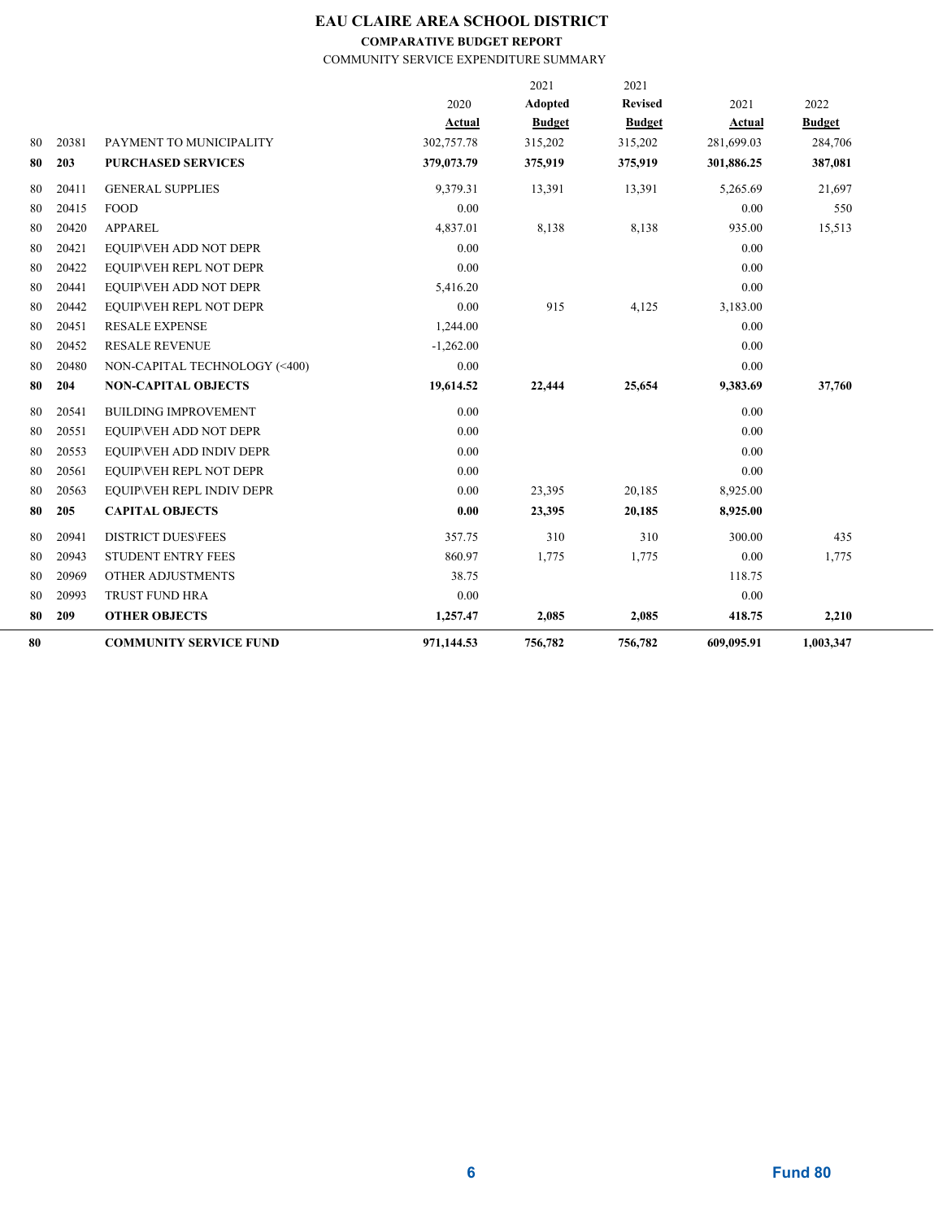# EAU CLAIRE AREA SCHOOL DISTRICT

**COMPARATIVE BUDGET REPORT**

COMMUNITY SERVICE EXPENDITURE SUMMARY

| | | | 2020 Actual | 2021 Adopted Budget | 2021 Revised Budget | 2021 Actual | 2022 Budget |
|---|---|---|---|---|---|---|---|
| 80 | 20381 | PAYMENT TO MUNICIPALITY | 302,757.78 | 315,202 | 315,202 | 281,699.03 | 284,706 |
| **80** | **203** | **PURCHASED SERVICES** | **379,073.79** | **375,919** | **375,919** | **301,886.25** | **387,081** |
| 80 | 20411 | GENERAL SUPPLIES | 9,379.31 | 13,391 | 13,391 | 5,265.69 | 21,697 |
| 80 | 20415 | FOOD | 0.00 | | | 0.00 | 550 |
| 80 | 20420 | APPAREL | 4,837.01 | 8,138 | 8,138 | 935.00 | 15,513 |
| 80 | 20421 | EQUIP\VEH ADD NOT DEPR | 0.00 | | | 0.00 | |
| 80 | 20422 | EQUIP\VEH REPL NOT DEPR | 0.00 | | | 0.00 | |
| 80 | 20441 | EQUIP\VEH ADD NOT DEPR | 5,416.20 | | | 0.00 | |
| 80 | 20442 | EQUIP\VEH REPL NOT DEPR | 0.00 | 915 | 4,125 | 3,183.00 | |
| 80 | 20451 | RESALE EXPENSE | 1,244.00 | | | 0.00 | |
| 80 | 20452 | RESALE REVENUE | -1,262.00 | | | 0.00 | |
| 80 | 20480 | NON-CAPITAL TECHNOLOGY (<400) | 0.00 | | | 0.00 | |
| **80** | **204** | **NON-CAPITAL OBJECTS** | **19,614.52** | **22,444** | **25,654** | **9,383.69** | **37,760** |
| 80 | 20541 | BUILDING IMPROVEMENT | 0.00 | | | 0.00 | |
| 80 | 20551 | EQUIP\VEH ADD NOT DEPR | 0.00 | | | 0.00 | |
| 80 | 20553 | EQUIP\VEH ADD INDIV DEPR | 0.00 | | | 0.00 | |
| 80 | 20561 | EQUIP\VEH REPL NOT DEPR | 0.00 | | | 0.00 | |
| 80 | 20563 | EQUIP\VEH REPL INDIV DEPR | 0.00 | 23,395 | 20,185 | 8,925.00 | |
| **80** | **205** | **CAPITAL OBJECTS** | **0.00** | **23,395** | **20,185** | **8,925.00** | |
| 80 | 20941 | DISTRICT DUES\FEES | 357.75 | 310 | 310 | 300.00 | 435 |
| 80 | 20943 | STUDENT ENTRY FEES | 860.97 | 1,775 | 1,775 | 0.00 | 1,775 |
| 80 | 20969 | OTHER ADJUSTMENTS | 38.75 | | | 118.75 | |
| 80 | 20993 | TRUST FUND HRA | 0.00 | | | 0.00 | |
| **80** | **209** | **OTHER OBJECTS** | **1,257.47** | **2,085** | **2,085** | **418.75** | **2,210** |
| **80** | | **COMMUNITY SERVICE FUND** | **971,144.53** | **756,782** | **756,782** | **609,095.91** | **1,003,347** |